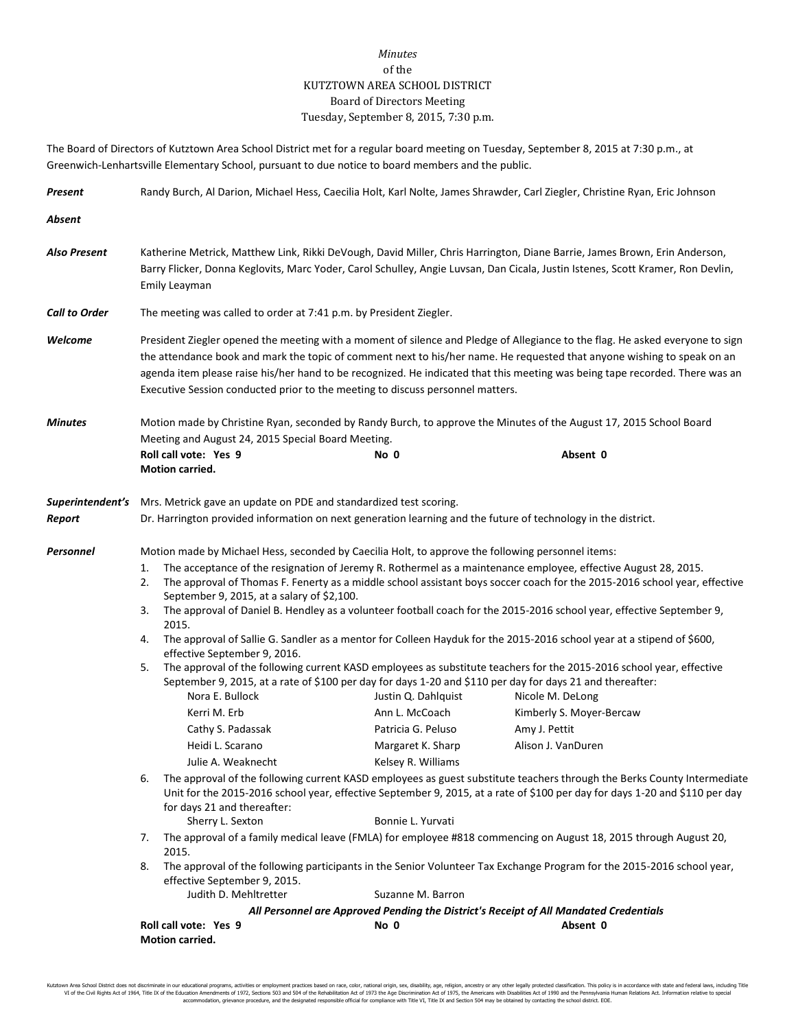*Minutes*
of the
KUTZTOWN AREA SCHOOL DISTRICT
Board of Directors Meeting
Tuesday, September 8, 2015, 7:30 p.m.

The Board of Directors of Kutztown Area School District met for a regular board meeting on Tuesday, September 8, 2015 at 7:30 p.m., at Greenwich-Lenhartsville Elementary School, pursuant to due notice to board members and the public.

***Present*** Randy Burch, Al Darion, Michael Hess, Caecilia Holt, Karl Nolte, James Shrawder, Carl Ziegler, Christine Ryan, Eric Johnson

***Absent***

***Also Present*** Katherine Metrick, Matthew Link, Rikki DeVough, David Miller, Chris Harrington, Diane Barrie, James Brown, Erin Anderson, Barry Flicker, Donna Keglovits, Marc Yoder, Carol Schulley, Angie Luvsan, Dan Cicala, Justin Istenes, Scott Kramer, Ron Devlin, Emily Leayman

***Call to Order*** The meeting was called to order at 7:41 p.m. by President Ziegler.

***Welcome*** President Ziegler opened the meeting with a moment of silence and Pledge of Allegiance to the flag. He asked everyone to sign the attendance book and mark the topic of comment next to his/her name. He requested that anyone wishing to speak on an agenda item please raise his/her hand to be recognized. He indicated that this meeting was being tape recorded. There was an Executive Session conducted prior to the meeting to discuss personnel matters.

***Minutes*** Motion made by Christine Ryan, seconded by Randy Burch, to approve the Minutes of the August 17, 2015 School Board Meeting and August 24, 2015 Special Board Meeting.

**Roll call vote: Yes 9** **No 0** **Absent 0**
**Motion carried.**

***Superintendent's Report*** Mrs. Metrick gave an update on PDE and standardized test scoring.
Dr. Harrington provided information on next generation learning and the future of technology in the district.

***Personnel*** Motion made by Michael Hess, seconded by Caecilia Holt, to approve the following personnel items:

1. The acceptance of the resignation of Jeremy R. Rothermel as a maintenance employee, effective August 28, 2015.
2. The approval of Thomas F. Fenerty as a middle school assistant boys soccer coach for the 2015-2016 school year, effective September 9, 2015, at a salary of $2,100.
3. The approval of Daniel B. Hendley as a volunteer football coach for the 2015-2016 school year, effective September 9, 2015.
4. The approval of Sallie G. Sandler as a mentor for Colleen Hayduk for the 2015-2016 school year at a stipend of $600, effective September 9, 2016.
5. The approval of the following current KASD employees as substitute teachers for the 2015-2016 school year, effective September 9, 2015, at a rate of $100 per day for days 1-20 and $110 per day for days 21 and thereafter:

| | | |
|---|---|---|
| Nora E. Bullock | Justin Q. Dahlquist | Nicole M. DeLong |
| Kerri M. Erb | Ann L. McCoach | Kimberly S. Moyer-Bercaw |
| Cathy S. Padassak | Patricia G. Peluso | Amy J. Pettit |
| Heidi L. Scarano | Margaret K. Sharp | Alison J. VanDuren |
| Julie A. Weaknecht | Kelsey R. Williams | |

6. The approval of the following current KASD employees as guest substitute teachers through the Berks County Intermediate Unit for the 2015-2016 school year, effective September 9, 2015, at a rate of $100 per day for days 1-20 and $110 per day for days 21 and thereafter:

   Sherry L. Sexton  Bonnie L. Yurvati

7. The approval of a family medical leave (FMLA) for employee #818 commencing on August 18, 2015 through August 20, 2015.
8. The approval of the following participants in the Senior Volunteer Tax Exchange Program for the 2015-2016 school year, effective September 9, 2015.

   Judith D. Mehltretter  Suzanne M. Barron

***All Personnel are Approved Pending the District's Receipt of All Mandated Credentials***

**Roll call vote: Yes 9** **No 0** **Absent 0**
**Motion carried.**

Kutztown Area School District does not discriminate in our educational programs, activities or employment practices based on race, color, national origin, sex, disability, age, religion, ancestry or any other legally protected classification. This policy is in accordance with state and federal laws, including Title VI of the Civil Rights Act of 1964, Title IX of the Education Amendments of 1972, Sections 503 and 504 of the Rehabilitation Act of 1973 the Age Discrimination Act of 1975, the Americans with Disabilities Act of 1990 and the Pennsylvania Human Relations Act. Information relative to special accommodation, grievance procedure, and the designated responsible official for compliance with Title VI, Title IX and Section 504 may be obtained by contacting the school district. EOE.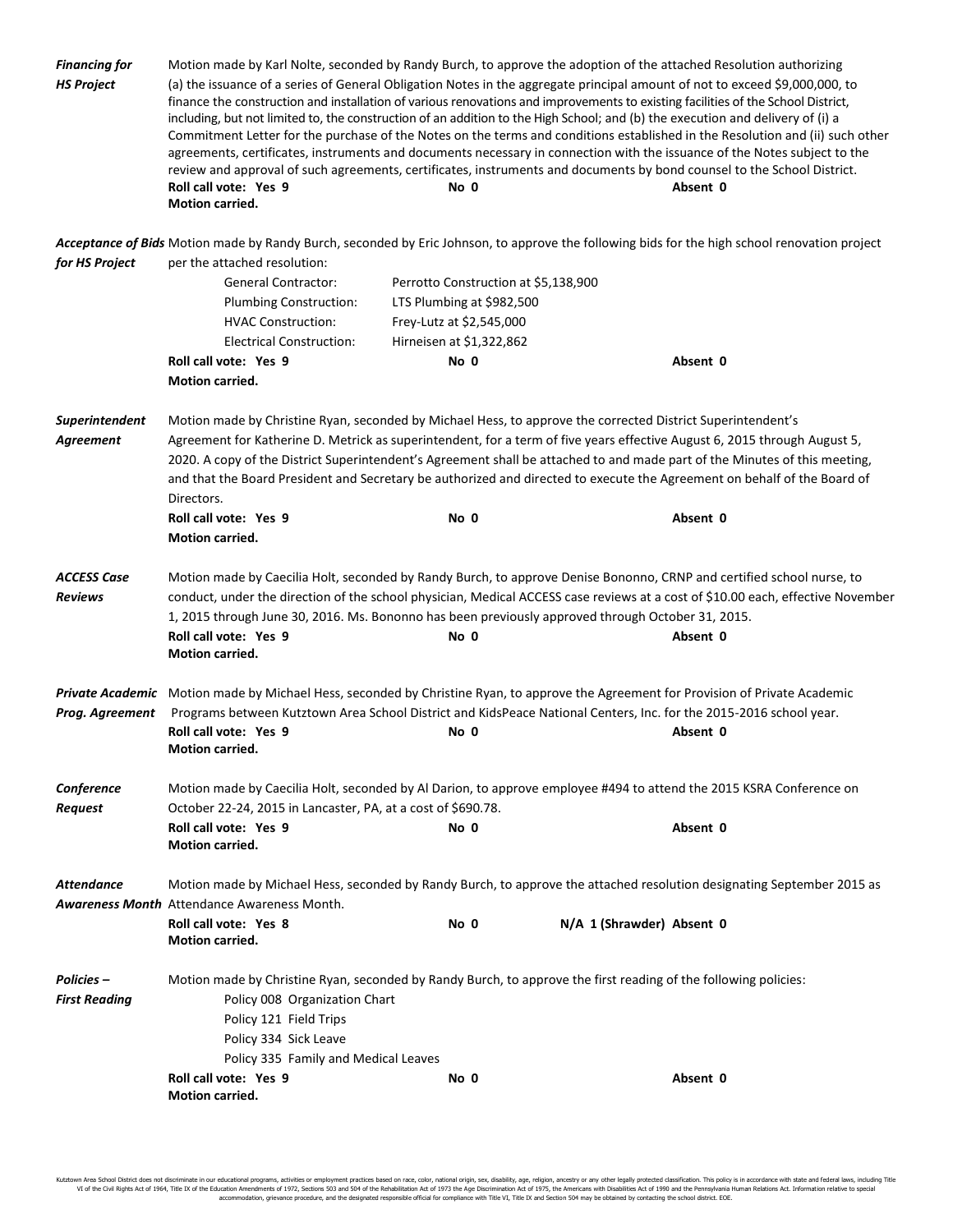***Financing for HS Project***

Motion made by Karl Nolte, seconded by Randy Burch, to approve the adoption of the attached Resolution authorizing (a) the issuance of a series of General Obligation Notes in the aggregate principal amount of not to exceed $9,000,000, to finance the construction and installation of various renovations and improvements to existing facilities of the School District, including, but not limited to, the construction of an addition to the High School; and (b) the execution and delivery of (i) a Commitment Letter for the purchase of the Notes on the terms and conditions established in the Resolution and (ii) such other agreements, certificates, instruments and documents necessary in connection with the issuance of the Notes subject to the review and approval of such agreements, certificates, instruments and documents by bond counsel to the School District.

**Roll call vote: Yes 9** **No 0** **Absent 0**
**Motion carried.**

***Acceptance of Bids for HS Project***

Motion made by Randy Burch, seconded by Eric Johnson, to approve the following bids for the high school renovation project per the attached resolution:

| | |
|---|---|
| General Contractor: | Perrotto Construction at $5,138,900 |
| Plumbing Construction: | LTS Plumbing at $982,500 |
| HVAC Construction: | Frey-Lutz at $2,545,000 |
| Electrical Construction: | Hirneisen at $1,322,862 |

**Roll call vote: Yes 9** **No 0** **Absent 0**
**Motion carried.**

***Superintendent Agreement***

Motion made by Christine Ryan, seconded by Michael Hess, to approve the corrected District Superintendent's Agreement for Katherine D. Metrick as superintendent, for a term of five years effective August 6, 2015 through August 5, 2020. A copy of the District Superintendent's Agreement shall be attached to and made part of the Minutes of this meeting, and that the Board President and Secretary be authorized and directed to execute the Agreement on behalf of the Board of Directors.

**Roll call vote: Yes 9** **No 0** **Absent 0**
**Motion carried.**

***ACCESS Case Reviews***

Motion made by Caecilia Holt, seconded by Randy Burch, to approve Denise Bononno, CRNP and certified school nurse, to conduct, under the direction of the school physician, Medical ACCESS case reviews at a cost of $10.00 each, effective November 1, 2015 through June 30, 2016. Ms. Bononno has been previously approved through October 31, 2015.

**Roll call vote: Yes 9** **No 0** **Absent 0**
**Motion carried.**

***Private Academic Prog. Agreement***

Motion made by Michael Hess, seconded by Christine Ryan, to approve the Agreement for Provision of Private Academic Programs between Kutztown Area School District and KidsPeace National Centers, Inc. for the 2015-2016 school year.

**Roll call vote: Yes 9** **No 0** **Absent 0**
**Motion carried.**

***Conference Request***

Motion made by Caecilia Holt, seconded by Al Darion, to approve employee #494 to attend the 2015 KSRA Conference on October 22-24, 2015 in Lancaster, PA, at a cost of $690.78.

**Roll call vote: Yes 9** **No 0** **Absent 0**
**Motion carried.**

***Attendance Awareness Month***

Motion made by Michael Hess, seconded by Randy Burch, to approve the attached resolution designating September 2015 as Attendance Awareness Month.

**Roll call vote: Yes 8** **No 0** **N/A 1 (Shrawder) Absent 0**
**Motion carried.**

***Policies – First Reading***

Motion made by Christine Ryan, seconded by Randy Burch, to approve the first reading of the following policies:

- Policy 008 Organization Chart
- Policy 121 Field Trips
- Policy 334 Sick Leave
- Policy 335 Family and Medical Leaves

**Roll call vote: Yes 9** **No 0** **Absent 0**
**Motion carried.**

Kutztown Area School District does not discriminate in our educational programs, activities or employment practices based on race, color, national origin, sex, disability, age, religion, ancestry or any other legally protected classification. This policy is in accordance with state and federal laws, including Title VI of the Civil Rights Act of 1964, Title IX of the Education Amendments of 1972, Sections 503 and 504 of the Rehabilitation Act of 1973 the Age Discrimination Act of 1975, the Americans with Disabilities Act of 1990 and the Pennsylvania Human Relations Act. Information relative to special accommodation, grievance procedure, and the designated responsible official for compliance with Title VI, Title IX and Section 504 may be obtained by contacting the school district. EOE.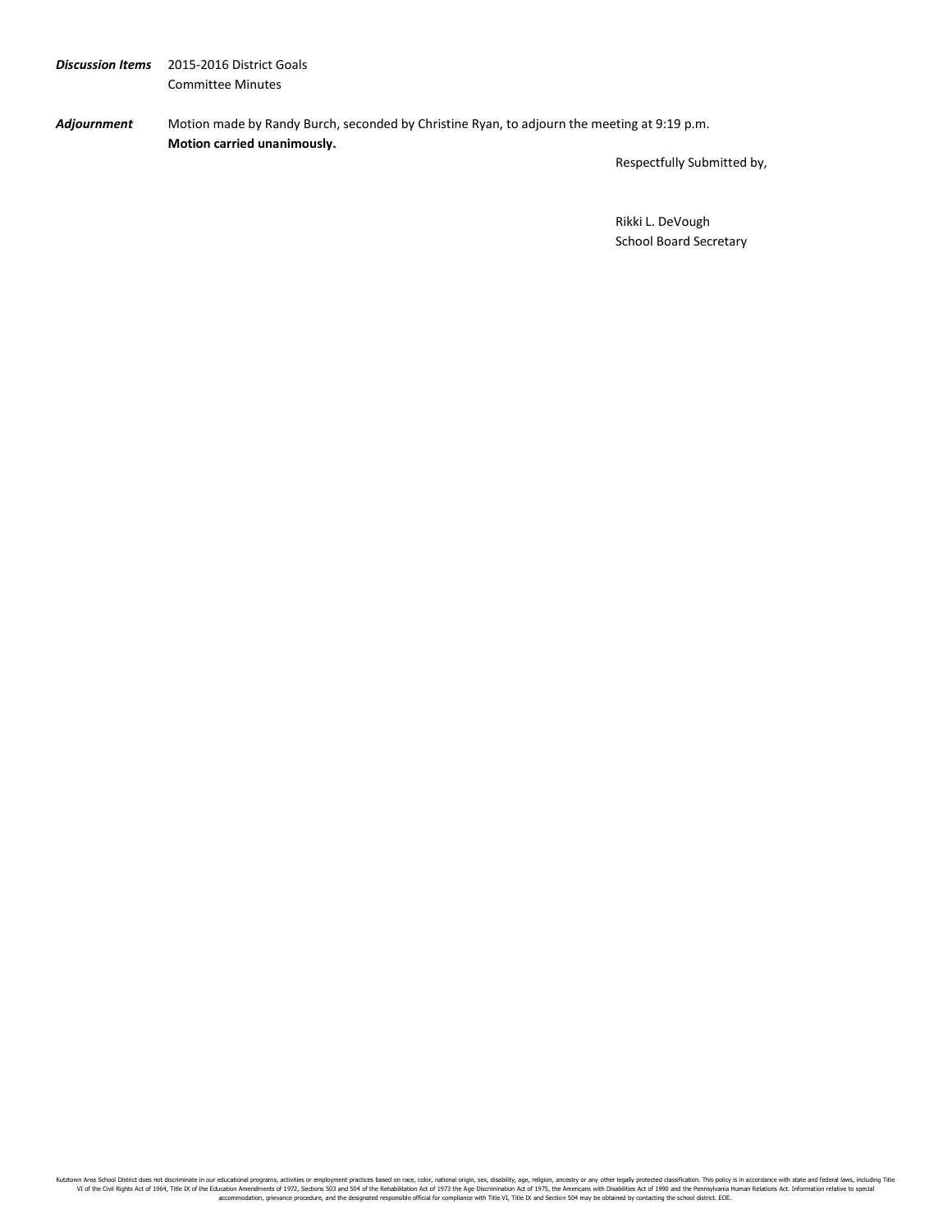***Discussion Items*** 2015-2016 District Goals
Committee Minutes

***Adjournment*** Motion made by Randy Burch, seconded by Christine Ryan, to adjourn the meeting at 9:19 p.m.
**Motion carried unanimously.**

Respectfully Submitted by,

Rikki L. DeVough
School Board Secretary

Kutztown Area School District does not discriminate in our educational programs, activities or employment practices based on race, color, national origin, sex, disability, age, religion, ancestry or any other legally protected classification. This policy is in accordance with state and federal laws, including Title VI of the Civil Rights Act of 1964, Title IX of the Education Amendments of 1972, Sections 503 and 504 of the Rehabilitation Act of 1973 the Age Discrimination Act of 1975, the Americans with Disabilities Act of 1990 and the Pennsylvania Human Relations Act. Information relative to special accommodation, grievance procedure, and the designated responsible official for compliance with Title VI, Title IX and Section 504 may be obtained by contacting the school district. EOE.